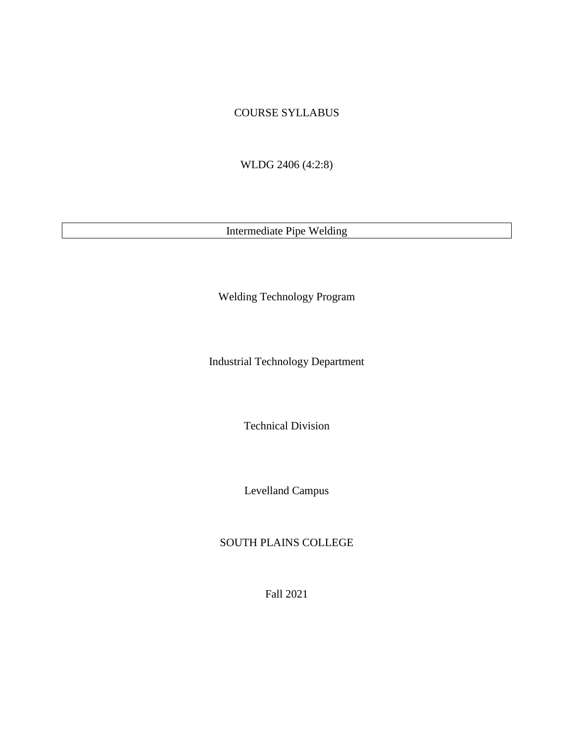# COURSE SYLLABUS

WLDG 2406 (4:2:8)

## Intermediate Pipe Welding

Welding Technology Program

Industrial Technology Department

Technical Division

Levelland Campus

SOUTH PLAINS COLLEGE

Fall 2021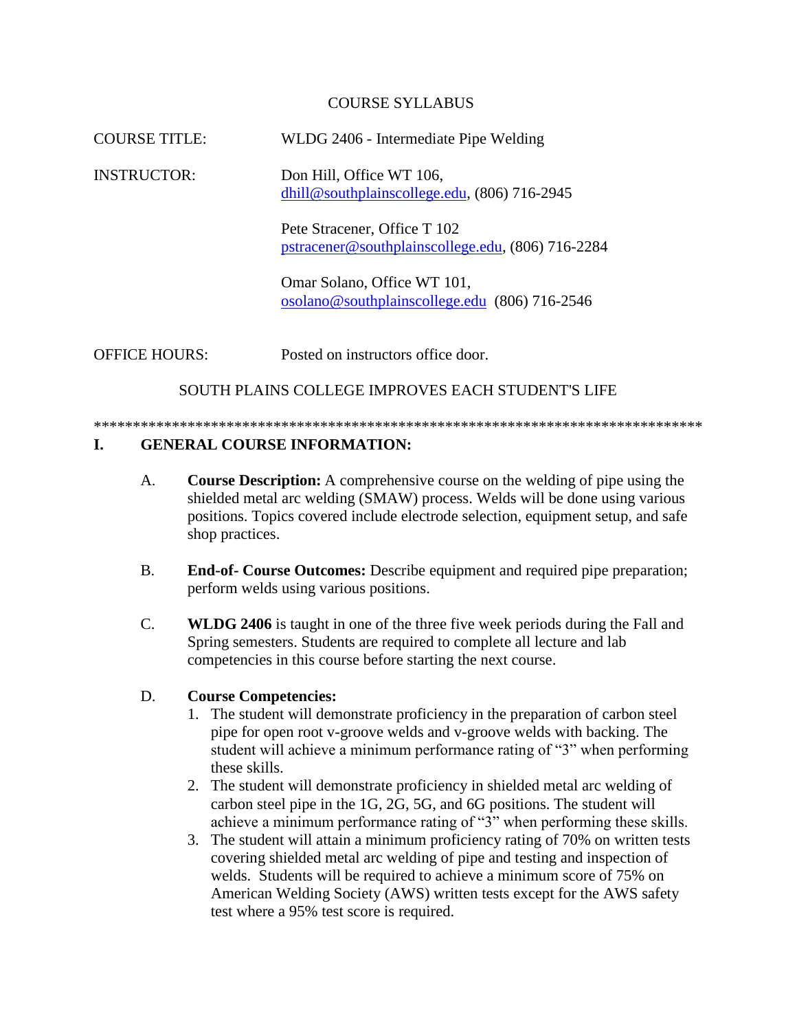COURSE SYLLABUS

COURSE TITLE: WLDG 2406 - Intermediate Pipe Welding

INSTRUCTOR: Don Hill, Office WT 106, dhill@southplainscollege.edu, (806) 716-2945

Pete Stracener, Office T 102
pstracener@southplainscollege.edu, (806) 716-2284

Omar Solano, Office WT 101,
osolano@southplainscollege.edu (806) 716-2546

OFFICE HOURS: Posted on instructors office door.

SOUTH PLAINS COLLEGE IMPROVES EACH STUDENT'S LIFE

*******************************************************************************

## I. GENERAL COURSE INFORMATION:

A. **Course Description:** A comprehensive course on the welding of pipe using the shielded metal arc welding (SMAW) process. Welds will be done using various positions. Topics covered include electrode selection, equipment setup, and safe shop practices.

B. **End-of- Course Outcomes:** Describe equipment and required pipe preparation; perform welds using various positions.

C. **WLDG 2406** is taught in one of the three five week periods during the Fall and Spring semesters. Students are required to complete all lecture and lab competencies in this course before starting the next course.

D. **Course Competencies:**

1. The student will demonstrate proficiency in the preparation of carbon steel pipe for open root v-groove welds and v-groove welds with backing. The student will achieve a minimum performance rating of "3" when performing these skills.
2. The student will demonstrate proficiency in shielded metal arc welding of carbon steel pipe in the 1G, 2G, 5G, and 6G positions. The student will achieve a minimum performance rating of "3" when performing these skills.
3. The student will attain a minimum proficiency rating of 70% on written tests covering shielded metal arc welding of pipe and testing and inspection of welds. Students will be required to achieve a minimum score of 75% on American Welding Society (AWS) written tests except for the AWS safety test where a 95% test score is required.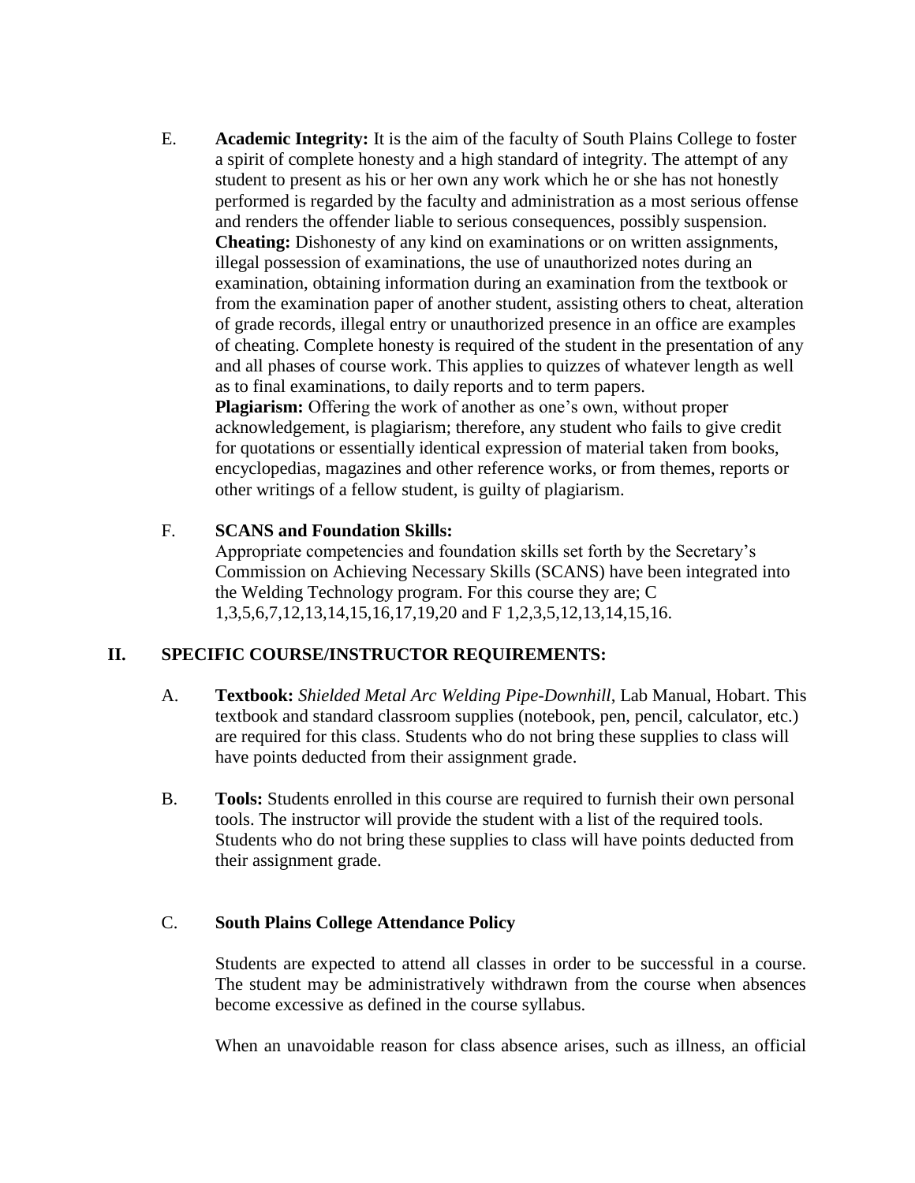E. **Academic Integrity:** It is the aim of the faculty of South Plains College to foster a spirit of complete honesty and a high standard of integrity. The attempt of any student to present as his or her own any work which he or she has not honestly performed is regarded by the faculty and administration as a most serious offense and renders the offender liable to serious consequences, possibly suspension.
**Cheating:** Dishonesty of any kind on examinations or on written assignments, illegal possession of examinations, the use of unauthorized notes during an examination, obtaining information during an examination from the textbook or from the examination paper of another student, assisting others to cheat, alteration of grade records, illegal entry or unauthorized presence in an office are examples of cheating. Complete honesty is required of the student in the presentation of any and all phases of course work. This applies to quizzes of whatever length as well as to final examinations, to daily reports and to term papers.
**Plagiarism:** Offering the work of another as one's own, without proper acknowledgement, is plagiarism; therefore, any student who fails to give credit for quotations or essentially identical expression of material taken from books, encyclopedias, magazines and other reference works, or from themes, reports or other writings of a fellow student, is guilty of plagiarism.

F. **SCANS and Foundation Skills:**
Appropriate competencies and foundation skills set forth by the Secretary's Commission on Achieving Necessary Skills (SCANS) have been integrated into the Welding Technology program. For this course they are; C 1,3,5,6,7,12,13,14,15,16,17,19,20 and F 1,2,3,5,12,13,14,15,16.

## II. SPECIFIC COURSE/INSTRUCTOR REQUIREMENTS:

A. **Textbook:** *Shielded Metal Arc Welding Pipe-Downhill*, Lab Manual, Hobart. This textbook and standard classroom supplies (notebook, pen, pencil, calculator, etc.) are required for this class. Students who do not bring these supplies to class will have points deducted from their assignment grade.

B. **Tools:** Students enrolled in this course are required to furnish their own personal tools. The instructor will provide the student with a list of the required tools. Students who do not bring these supplies to class will have points deducted from their assignment grade.

C. **South Plains College Attendance Policy**

Students are expected to attend all classes in order to be successful in a course. The student may be administratively withdrawn from the course when absences become excessive as defined in the course syllabus.

When an unavoidable reason for class absence arises, such as illness, an official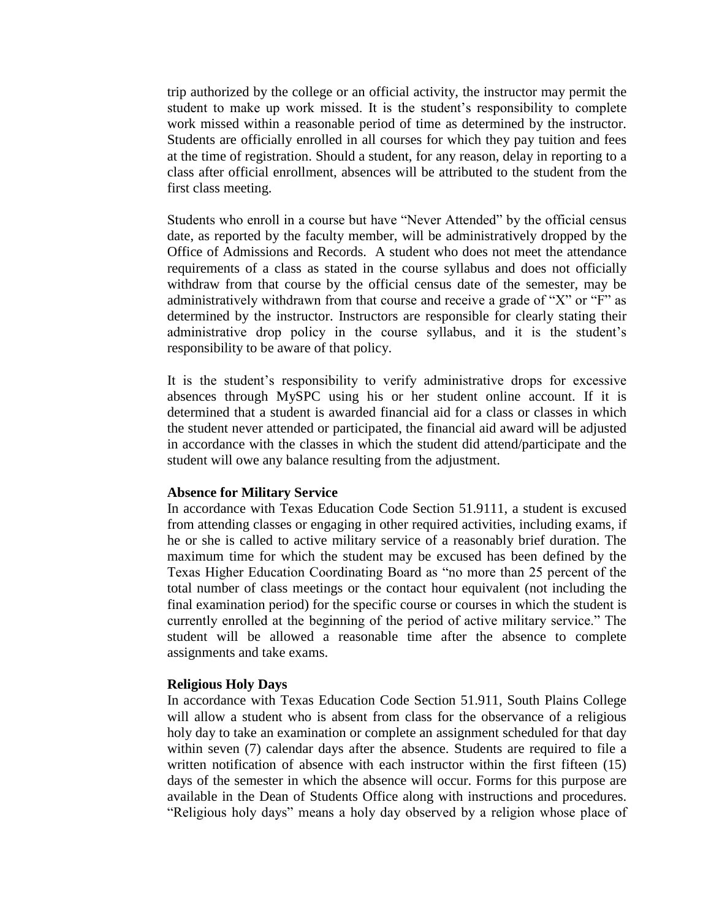trip authorized by the college or an official activity, the instructor may permit the student to make up work missed. It is the student's responsibility to complete work missed within a reasonable period of time as determined by the instructor. Students are officially enrolled in all courses for which they pay tuition and fees at the time of registration. Should a student, for any reason, delay in reporting to a class after official enrollment, absences will be attributed to the student from the first class meeting.

Students who enroll in a course but have "Never Attended" by the official census date, as reported by the faculty member, will be administratively dropped by the Office of Admissions and Records. A student who does not meet the attendance requirements of a class as stated in the course syllabus and does not officially withdraw from that course by the official census date of the semester, may be administratively withdrawn from that course and receive a grade of "X" or "F" as determined by the instructor. Instructors are responsible for clearly stating their administrative drop policy in the course syllabus, and it is the student's responsibility to be aware of that policy.

It is the student's responsibility to verify administrative drops for excessive absences through MySPC using his or her student online account. If it is determined that a student is awarded financial aid for a class or classes in which the student never attended or participated, the financial aid award will be adjusted in accordance with the classes in which the student did attend/participate and the student will owe any balance resulting from the adjustment.

**Absence for Military Service**

In accordance with Texas Education Code Section 51.9111, a student is excused from attending classes or engaging in other required activities, including exams, if he or she is called to active military service of a reasonably brief duration. The maximum time for which the student may be excused has been defined by the Texas Higher Education Coordinating Board as "no more than 25 percent of the total number of class meetings or the contact hour equivalent (not including the final examination period) for the specific course or courses in which the student is currently enrolled at the beginning of the period of active military service." The student will be allowed a reasonable time after the absence to complete assignments and take exams.

**Religious Holy Days**

In accordance with Texas Education Code Section 51.911, South Plains College will allow a student who is absent from class for the observance of a religious holy day to take an examination or complete an assignment scheduled for that day within seven (7) calendar days after the absence. Students are required to file a written notification of absence with each instructor within the first fifteen (15) days of the semester in which the absence will occur. Forms for this purpose are available in the Dean of Students Office along with instructions and procedures. "Religious holy days" means a holy day observed by a religion whose place of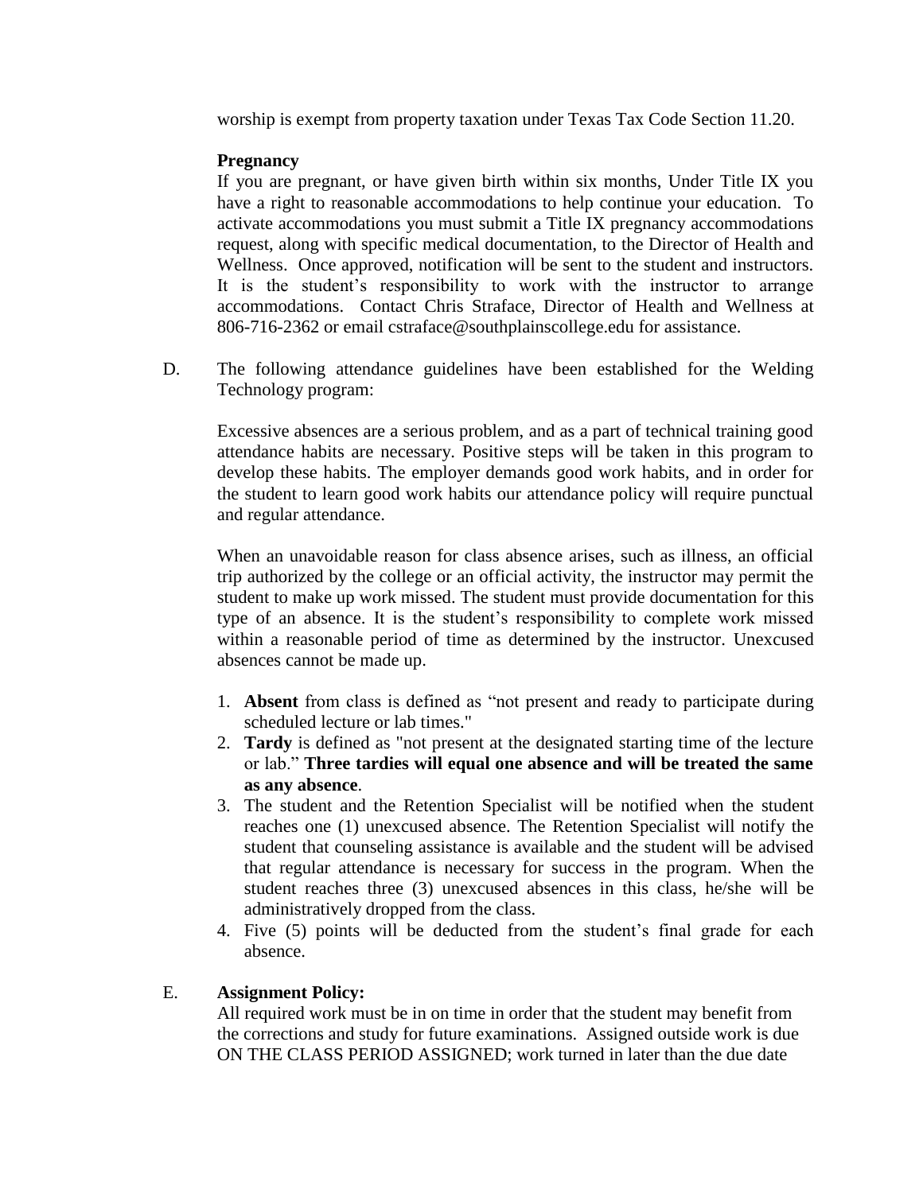worship is exempt from property taxation under Texas Tax Code Section 11.20.

**Pregnancy**

If you are pregnant, or have given birth within six months, Under Title IX you have a right to reasonable accommodations to help continue your education. To activate accommodations you must submit a Title IX pregnancy accommodations request, along with specific medical documentation, to the Director of Health and Wellness. Once approved, notification will be sent to the student and instructors. It is the student's responsibility to work with the instructor to arrange accommodations. Contact Chris Straface, Director of Health and Wellness at 806-716-2362 or email cstraface@southplainscollege.edu for assistance.

D. The following attendance guidelines have been established for the Welding Technology program:

Excessive absences are a serious problem, and as a part of technical training good attendance habits are necessary. Positive steps will be taken in this program to develop these habits. The employer demands good work habits, and in order for the student to learn good work habits our attendance policy will require punctual and regular attendance.

When an unavoidable reason for class absence arises, such as illness, an official trip authorized by the college or an official activity, the instructor may permit the student to make up work missed. The student must provide documentation for this type of an absence. It is the student's responsibility to complete work missed within a reasonable period of time as determined by the instructor. Unexcused absences cannot be made up.

1. **Absent** from class is defined as "not present and ready to participate during scheduled lecture or lab times."
2. **Tardy** is defined as "not present at the designated starting time of the lecture or lab." **Three tardies will equal one absence and will be treated the same as any absence**.
3. The student and the Retention Specialist will be notified when the student reaches one (1) unexcused absence. The Retention Specialist will notify the student that counseling assistance is available and the student will be advised that regular attendance is necessary for success in the program. When the student reaches three (3) unexcused absences in this class, he/she will be administratively dropped from the class.
4. Five (5) points will be deducted from the student's final grade for each absence.

E. **Assignment Policy:**

All required work must be in on time in order that the student may benefit from the corrections and study for future examinations. Assigned outside work is due ON THE CLASS PERIOD ASSIGNED; work turned in later than the due date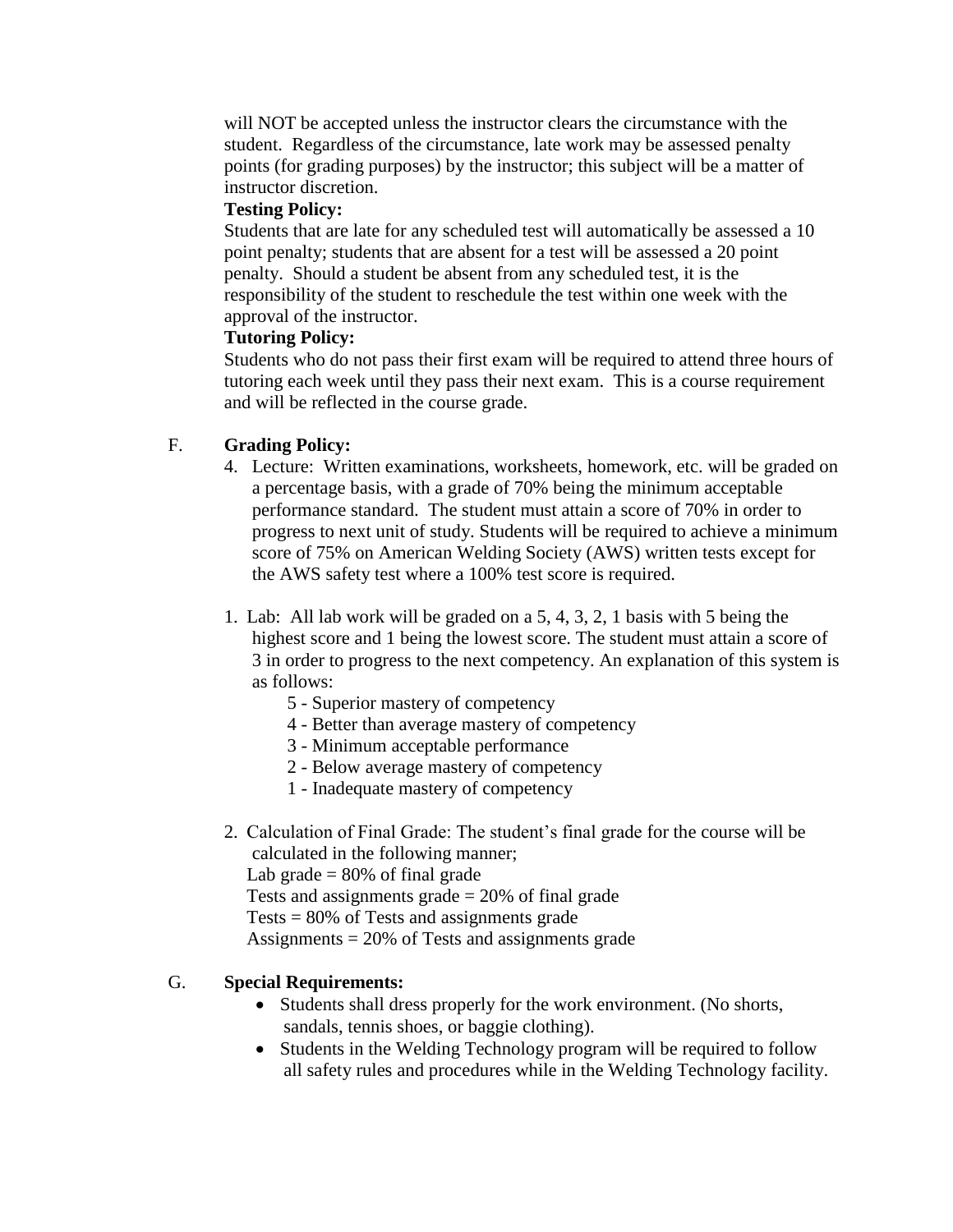will NOT be accepted unless the instructor clears the circumstance with the student. Regardless of the circumstance, late work may be assessed penalty points (for grading purposes) by the instructor; this subject will be a matter of instructor discretion.

**Testing Policy:**

Students that are late for any scheduled test will automatically be assessed a 10 point penalty; students that are absent for a test will be assessed a 20 point penalty. Should a student be absent from any scheduled test, it is the responsibility of the student to reschedule the test within one week with the approval of the instructor.

**Tutoring Policy:**

Students who do not pass their first exam will be required to attend three hours of tutoring each week until they pass their next exam. This is a course requirement and will be reflected in the course grade.

F. **Grading Policy:**

4. Lecture: Written examinations, worksheets, homework, etc. will be graded on a percentage basis, with a grade of 70% being the minimum acceptable performance standard. The student must attain a score of 70% in order to progress to next unit of study. Students will be required to achieve a minimum score of 75% on American Welding Society (AWS) written tests except for the AWS safety test where a 100% test score is required.

1. Lab: All lab work will be graded on a 5, 4, 3, 2, 1 basis with 5 being the highest score and 1 being the lowest score. The student must attain a score of 3 in order to progress to the next competency. An explanation of this system is as follows:
   - 5 - Superior mastery of competency
   - 4 - Better than average mastery of competency
   - 3 - Minimum acceptable performance
   - 2 - Below average mastery of competency
   - 1 - Inadequate mastery of competency

2. Calculation of Final Grade: The student's final grade for the course will be calculated in the following manner;
   Lab grade = 80% of final grade
   Tests and assignments grade = 20% of final grade
   Tests = 80% of Tests and assignments grade
   Assignments = 20% of Tests and assignments grade

G. **Special Requirements:**

- Students shall dress properly for the work environment. (No shorts, sandals, tennis shoes, or baggie clothing).
- Students in the Welding Technology program will be required to follow all safety rules and procedures while in the Welding Technology facility.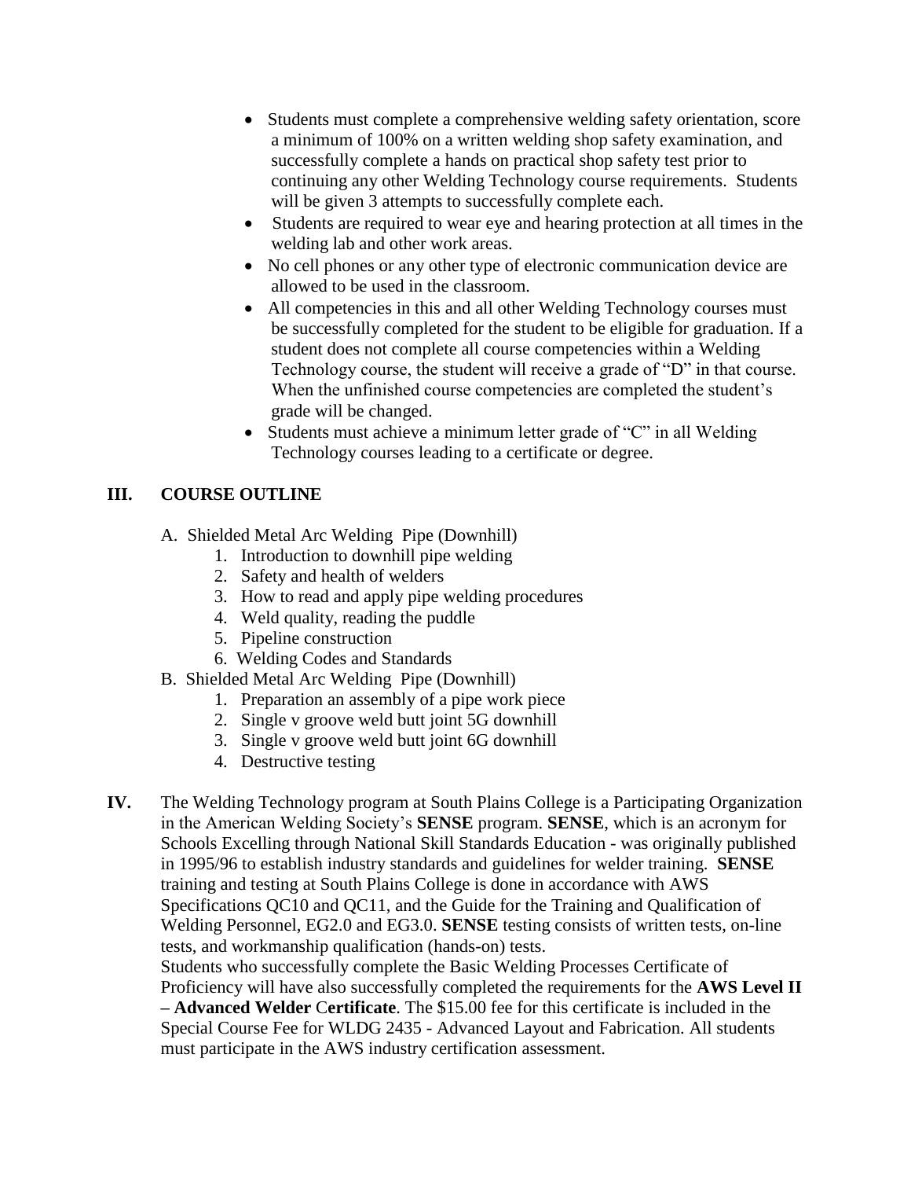- Students must complete a comprehensive welding safety orientation, score a minimum of 100% on a written welding shop safety examination, and successfully complete a hands on practical shop safety test prior to continuing any other Welding Technology course requirements. Students will be given 3 attempts to successfully complete each.
- Students are required to wear eye and hearing protection at all times in the welding lab and other work areas.
- No cell phones or any other type of electronic communication device are allowed to be used in the classroom.
- All competencies in this and all other Welding Technology courses must be successfully completed for the student to be eligible for graduation. If a student does not complete all course competencies within a Welding Technology course, the student will receive a grade of "D" in that course. When the unfinished course competencies are completed the student's grade will be changed.
- Students must achieve a minimum letter grade of "C" in all Welding Technology courses leading to a certificate or degree.

## III. COURSE OUTLINE

A. Shielded Metal Arc Welding Pipe (Downhill)
   1. Introduction to downhill pipe welding
   2. Safety and health of welders
   3. How to read and apply pipe welding procedures
   4. Weld quality, reading the puddle
   5. Pipeline construction
   6. Welding Codes and Standards

B. Shielded Metal Arc Welding Pipe (Downhill)
   1. Preparation an assembly of a pipe work piece
   2. Single v groove weld butt joint 5G downhill
   3. Single v groove weld butt joint 6G downhill
   4. Destructive testing

**IV.** The Welding Technology program at South Plains College is a Participating Organization in the American Welding Society's **SENSE** program. **SENSE**, which is an acronym for Schools Excelling through National Skill Standards Education - was originally published in 1995/96 to establish industry standards and guidelines for welder training. **SENSE** training and testing at South Plains College is done in accordance with AWS Specifications QC10 and QC11, and the Guide for the Training and Qualification of Welding Personnel, EG2.0 and EG3.0. **SENSE** testing consists of written tests, on-line tests, and workmanship qualification (hands-on) tests.

Students who successfully complete the Basic Welding Processes Certificate of Proficiency will have also successfully completed the requirements for the **AWS Level II – Advanced Welder Certificate**. The $15.00 fee for this certificate is included in the Special Course Fee for WLDG 2435 - Advanced Layout and Fabrication. All students must participate in the AWS industry certification assessment.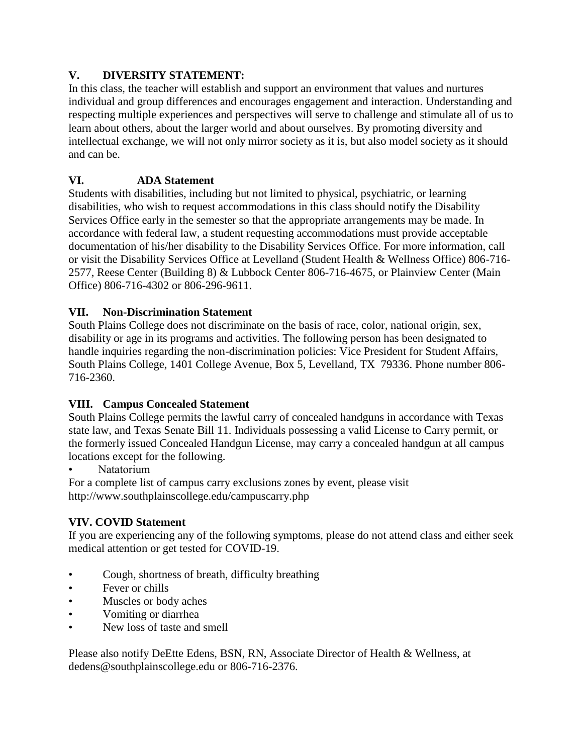## V. DIVERSITY STATEMENT:

In this class, the teacher will establish and support an environment that values and nurtures individual and group differences and encourages engagement and interaction. Understanding and respecting multiple experiences and perspectives will serve to challenge and stimulate all of us to learn about others, about the larger world and about ourselves. By promoting diversity and intellectual exchange, we will not only mirror society as it is, but also model society as it should and can be.

## VI. ADA Statement

Students with disabilities, including but not limited to physical, psychiatric, or learning disabilities, who wish to request accommodations in this class should notify the Disability Services Office early in the semester so that the appropriate arrangements may be made. In accordance with federal law, a student requesting accommodations must provide acceptable documentation of his/her disability to the Disability Services Office. For more information, call or visit the Disability Services Office at Levelland (Student Health & Wellness Office) 806-716-2577, Reese Center (Building 8) & Lubbock Center 806-716-4675, or Plainview Center (Main Office) 806-716-4302 or 806-296-9611.

## VII. Non-Discrimination Statement

South Plains College does not discriminate on the basis of race, color, national origin, sex, disability or age in its programs and activities. The following person has been designated to handle inquiries regarding the non-discrimination policies: Vice President for Student Affairs, South Plains College, 1401 College Avenue, Box 5, Levelland, TX 79336. Phone number 806-716-2360.

## VIII. Campus Concealed Statement

South Plains College permits the lawful carry of concealed handguns in accordance with Texas state law, and Texas Senate Bill 11. Individuals possessing a valid License to Carry permit, or the formerly issued Concealed Handgun License, may carry a concealed handgun at all campus locations except for the following.

- Natatorium

For a complete list of campus carry exclusions zones by event, please visit http://www.southplainscollege.edu/campuscarry.php

## VIV. COVID Statement

If you are experiencing any of the following symptoms, please do not attend class and either seek medical attention or get tested for COVID-19.

- Cough, shortness of breath, difficulty breathing
- Fever or chills
- Muscles or body aches
- Vomiting or diarrhea
- New loss of taste and smell

Please also notify DeEtte Edens, BSN, RN, Associate Director of Health & Wellness, at dedens@southplainscollege.edu or 806-716-2376.